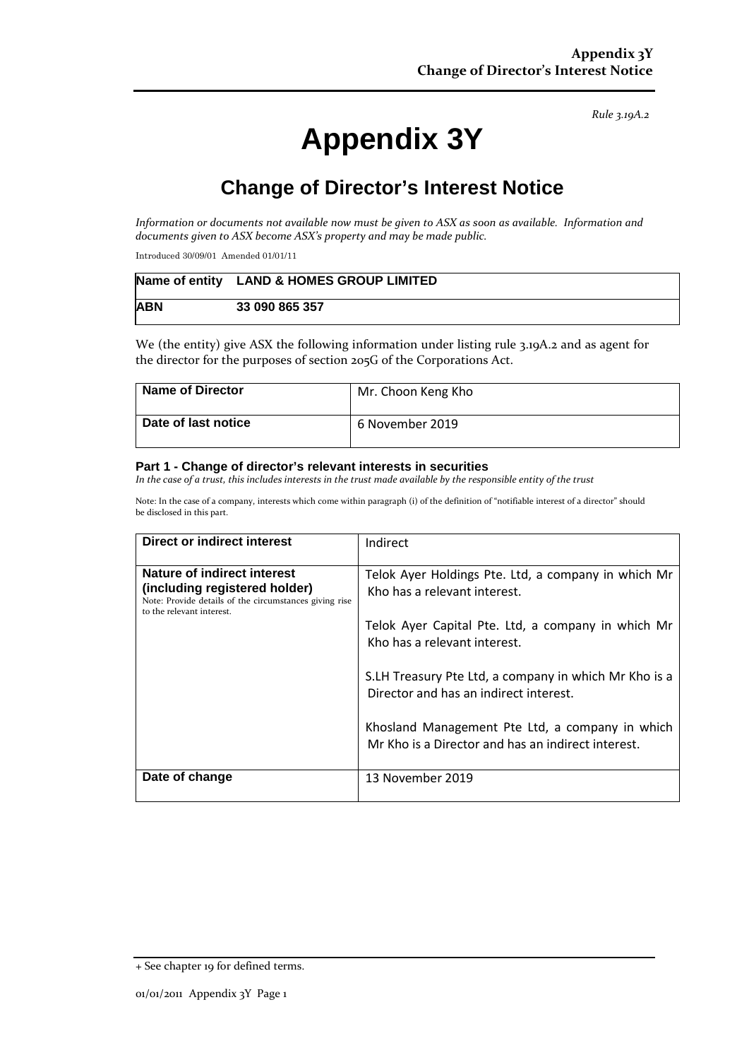*Rule 3.19A.2*

# Appendix 3Y

## Change of Director's Interest Notice

*Information or documents not available now must be given to ASX as soon as available. Information and documents given to ASX become ASX's property and may be made public.*

Introduced 30/09/01 Amended 01/01/11

| Name of entity | LAND & HOMES GROUP LIMITED |
|---|---|
| ABN | 33 090 865 357 |

We (the entity) give ASX the following information under listing rule 3.19A.2 and as agent for the director for the purposes of section 205G of the Corporations Act.

| Name of Director | Mr. Choon Keng Kho |
|---|---|
| Date of last notice | 6 November 2019 |

### Part 1 - Change of director's relevant interests in securities

*In the case of a trust, this includes interests in the trust made available by the responsible entity of the trust*

Note: In the case of a company, interests which come within paragraph (i) of the definition of "notifiable interest of a director" should be disclosed in this part.

| Direct or indirect interest | Indirect |
|---|---|
| **Nature of indirect interest (including registered holder)** Note: Provide details of the circumstances giving rise to the relevant interest. | Telok Ayer Holdings Pte. Ltd, a company in which Mr Kho has a relevant interest.<br><br>Telok Ayer Capital Pte. Ltd, a company in which Mr Kho has a relevant interest.<br><br>S.LH Treasury Pte Ltd, a company in which Mr Kho is a Director and has an indirect interest.<br><br>Khosland Management Pte Ltd, a company in which Mr Kho is a Director and has an indirect interest. |
| Date of change | 13 November 2019 |

+ See chapter 19 for defined terms.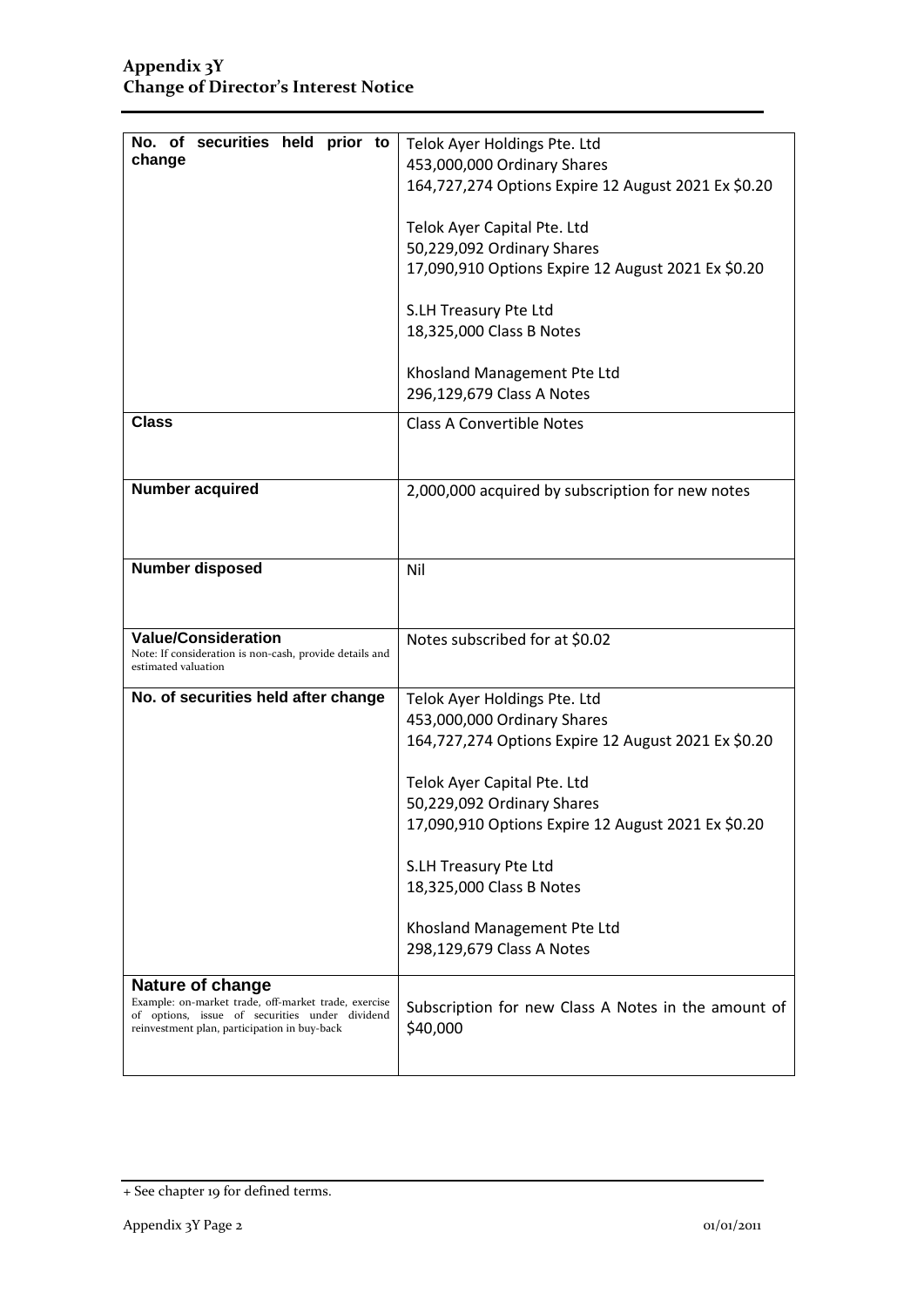| | |
|---|---|
| **No. of securities held prior to change** | Telok Ayer Holdings Pte. Ltd<br>453,000,000 Ordinary Shares<br>164,727,274 Options Expire 12 August 2021 Ex $0.20<br><br>Telok Ayer Capital Pte. Ltd<br>50,229,092 Ordinary Shares<br>17,090,910 Options Expire 12 August 2021 Ex $0.20<br><br>S.LH Treasury Pte Ltd<br>18,325,000 Class B Notes<br><br>Khosland Management Pte Ltd<br>296,129,679 Class A Notes |
| **Class** | Class A Convertible Notes |
| **Number acquired** | 2,000,000 acquired by subscription for new notes |
| **Number disposed** | Nil |
| **Value/Consideration**<br>Note: If consideration is non-cash, provide details and estimated valuation | Notes subscribed for at $0.02 |
| **No. of securities held after change** | Telok Ayer Holdings Pte. Ltd<br>453,000,000 Ordinary Shares<br>164,727,274 Options Expire 12 August 2021 Ex $0.20<br><br>Telok Ayer Capital Pte. Ltd<br>50,229,092 Ordinary Shares<br>17,090,910 Options Expire 12 August 2021 Ex $0.20<br><br>S.LH Treasury Pte Ltd<br>18,325,000 Class B Notes<br><br>Khosland Management Pte Ltd<br>298,129,679 Class A Notes |
| **Nature of change**<br>Example: on-market trade, off-market trade, exercise of options, issue of securities under dividend reinvestment plan, participation in buy-back | Subscription for new Class A Notes in the amount of $40,000 |

+ See chapter 19 for defined terms.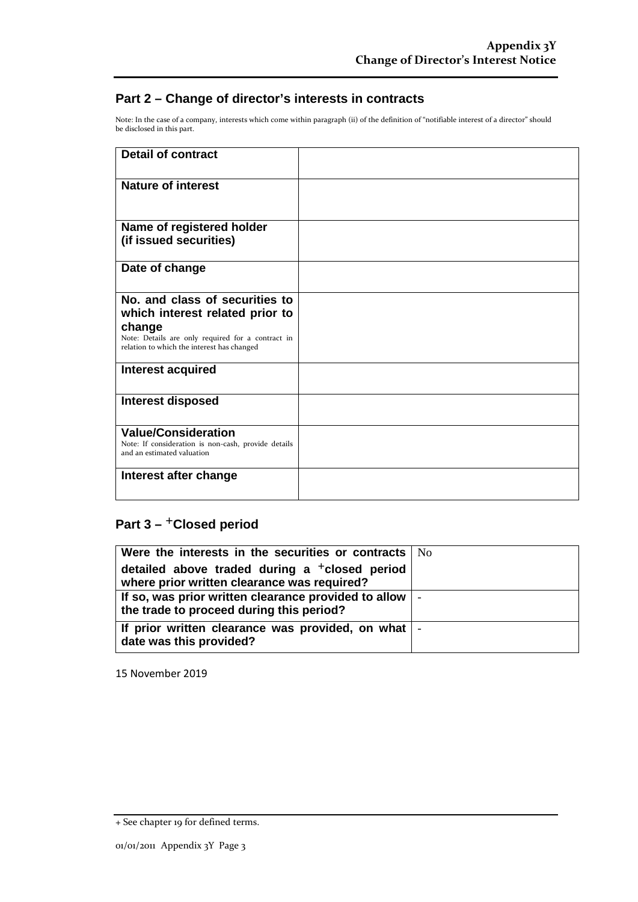## Part 2 – Change of director's interests in contracts

Note: In the case of a company, interests which come within paragraph (ii) of the definition of "notifiable interest of a director" should be disclosed in this part.

| | |
|---|---|
| **Detail of contract** | |
| **Nature of interest** | |
| **Name of registered holder (if issued securities)** | |
| **Date of change** | |
| **No. and class of securities to which interest related prior to change** Note: Details are only required for a contract in relation to which the interest has changed | |
| **Interest acquired** | |
| **Interest disposed** | |
| **Value/Consideration** Note: If consideration is non-cash, provide details and an estimated valuation | |
| **Interest after change** | |

## Part 3 – +Closed period

| | |
|---|---|
| **Were the interests in the securities or contracts detailed above traded during a +closed period where prior written clearance was required?** | No |
| **If so, was prior written clearance provided to allow the trade to proceed during this period?** | - |
| **If prior written clearance was provided, on what date was this provided?** | - |

15 November 2019

+ See chapter 19 for defined terms.